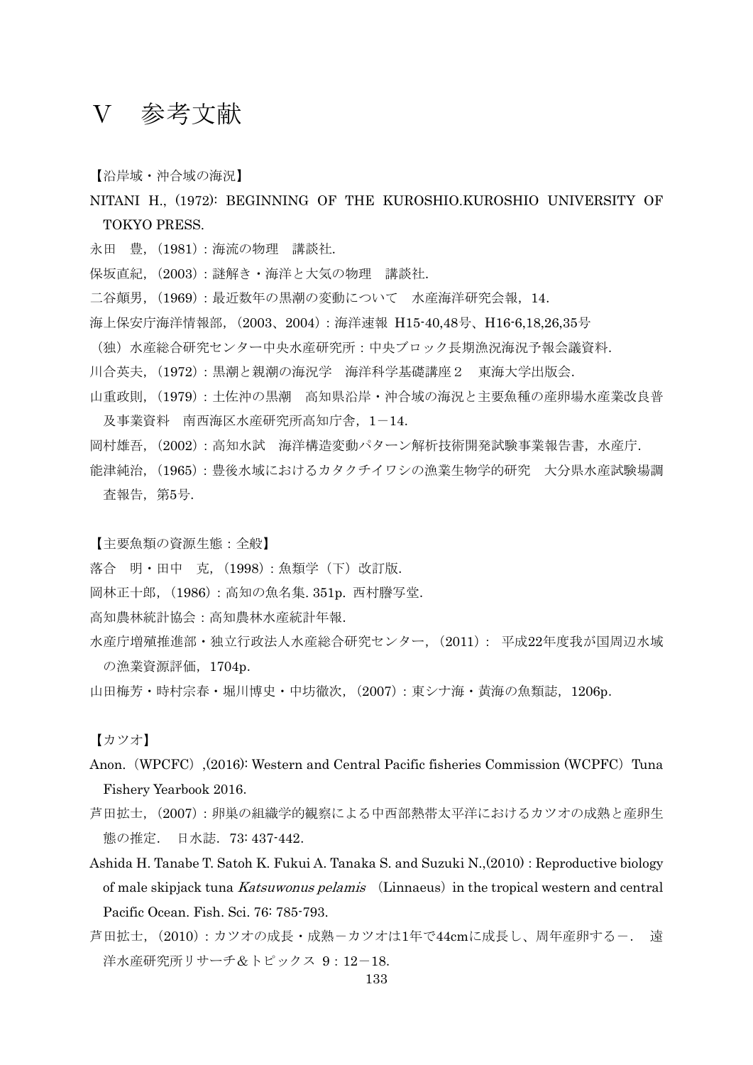# Ⅴ　参考文献

【沿岸域・沖合域の海況】

NITANI H.,（1972）: BEGINNING OF THE KUROSHIO.KUROSHIO UNIVERSITY OF TOKYO PRESS.

永田　豊,（1981）: 海流の物理　講談社.

保坂直紀,（2003）: 謎解き・海洋と大気の物理　講談社.

二谷頴男,（1969）: 最近数年の黒潮の変動について　水産海洋研究会報, 14.

海上保安庁海洋情報部,（2003、2004）: 海洋速報 H15-40,48号、H16-6,18,26,35号

（独）水産総合研究センター中央水産研究所 : 中央ブロック長期漁況海況予報会議資料.

川合英夫,（1972）: 黒潮と親潮の海況学　海洋科学基礎講座２　東海大学出版会.

山重政則,（1979）: 土佐沖の黒潮　高知県沿岸・沖合域の海況と主要魚種の産卵場水産業改良普及事業資料　南西海区水産研究所高知庁舎, 1－14.

岡村雄吾,（2002）: 高知水試　海洋構造変動パターン解析技術開発試験事業報告書, 水産庁.

能津純治,（1965）: 豊後水域におけるカタクチイワシの漁業生物学的研究　大分県水産試験場調査報告, 第5号.

【主要魚類の資源生態 : 全般】

落合　明・田中　克,（1998）: 魚類学（下）改訂版.

岡林正十郎,（1986）: 高知の魚名集. 351p. 西村謄写堂.

高知農林統計協会 : 高知農林水産統計年報.

水産庁増殖推進部・独立行政法人水産総合研究センター,（2011）: 平成22年度我が国周辺水域の漁業資源評価, 1704p.

山田梅芳・時村宗春・堀川博史・中坊徹次,（2007）: 東シナ海・黄海の魚類誌, 1206p.

【カツオ】

Anon.（WPCFC）,(2016): Western and Central Pacific fisheries Commission (WCPFC) Tuna Fishery Yearbook 2016.

芦田拡士,（2007）: 卵巣の組織学的観察による中西部熱帯太平洋におけるカツオの成熟と産卵生態の推定.　日水誌. 73: 437-442.

Ashida H. Tanabe T. Satoh K. Fukui A. Tanaka S. and Suzuki N.,(2010) : Reproductive biology of male skipjack tuna *Katsuwonus pelamis* （Linnaeus）in the tropical western and central Pacific Ocean. Fish. Sci. 76: 785-793.

芦田拡士,（2010）: カツオの成長・成熟－カツオは1年で44cmに成長し、周年産卵する－.　遠洋水産研究所リサーチ＆トピックス 9 : 12－18.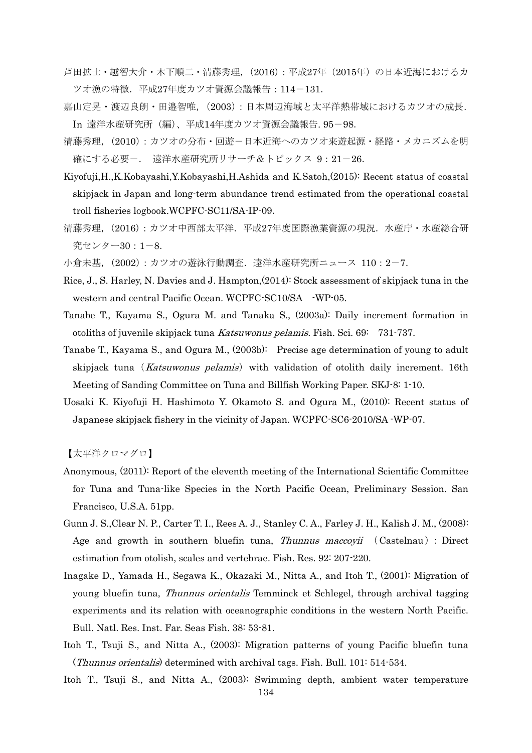芦田拡士・越智大介・木下順二・清藤秀理，（2016）：平成27年（2015年）の日本近海におけるカツオ漁の特徴．平成27年度カツオ資源会議報告：114－131.

嘉山定晃・渡辺良朗・田邉智唯，（2003）：日本周辺海域と太平洋熱帯域におけるカツオの成長．In 遠洋水産研究所（編）、平成14年度カツオ資源会議報告. 95－98.

清藤秀理，（2010）：カツオの分布・回遊－日本近海へのカツオ来遊起源・経路・メカニズムを明確にする必要－． 遠洋水産研究所リサーチ＆トピックス 9：21－26.

Kiyofuji,H.,K.Kobayashi,Y.Kobayashi,H.Ashida and K.Satoh,(2015): Recent status of coastal skipjack in Japan and long-term abundance trend estimated from the operational coastal troll fisheries logbook.WCPFC-SC11/SA-IP-09.

清藤秀理，（2016）：カツオ中西部太平洋．平成27年度国際漁業資源の現況．水産庁・水産総合研究センター30：1－8.

小倉未基，（2002）：カツオの遊泳行動調査．遠洋水産研究所ニュース 110：2－7.

Rice, J., S. Harley, N. Davies and J. Hampton,(2014): Stock assessment of skipjack tuna in the western and central Pacific Ocean. WCPFC-SC10/SA -WP-05.

Tanabe T., Kayama S., Ogura M. and Tanaka S., (2003a): Daily increment formation in otoliths of juvenile skipjack tuna *Katsuwonus pelamis*. Fish. Sci. 69: 731-737.

Tanabe T., Kayama S., and Ogura M., (2003b): Precise age determination of young to adult skipjack tuna（*Katsuwonus pelamis*）with validation of otolith daily increment. 16th Meeting of Sanding Committee on Tuna and Billfish Working Paper. SKJ-8: 1-10.

Uosaki K. Kiyofuji H. Hashimoto Y. Okamoto S. and Ogura M., (2010): Recent status of Japanese skipjack fishery in the vicinity of Japan. WCPFC-SC6-2010/SA -WP-07.

【太平洋クロマグロ】

Anonymous, (2011): Report of the eleventh meeting of the International Scientific Committee for Tuna and Tuna-like Species in the North Pacific Ocean, Preliminary Session. San Francisco, U.S.A. 51pp.

Gunn J. S.,Clear N. P., Carter T. I., Rees A. J., Stanley C. A., Farley J. H., Kalish J. M., (2008): Age and growth in southern bluefin tuna, *Thunnus maccoyii* （Castelnau）: Direct estimation from otolish, scales and vertebrae. Fish. Res. 92: 207-220.

Inagake D., Yamada H., Segawa K., Okazaki M., Nitta A., and Itoh T., (2001): Migration of young bluefin tuna, *Thunnus orientalis* Temminck et Schlegel, through archival tagging experiments and its relation with oceanographic conditions in the western North Pacific. Bull. Natl. Res. Inst. Far. Seas Fish. 38: 53-81.

Itoh T., Tsuji S., and Nitta A., (2003): Migration patterns of young Pacific bluefin tuna (*Thunnus orientalis*) determined with archival tags. Fish. Bull. 101: 514-534.

Itoh T., Tsuji S., and Nitta A., (2003): Swimming depth, ambient water temperature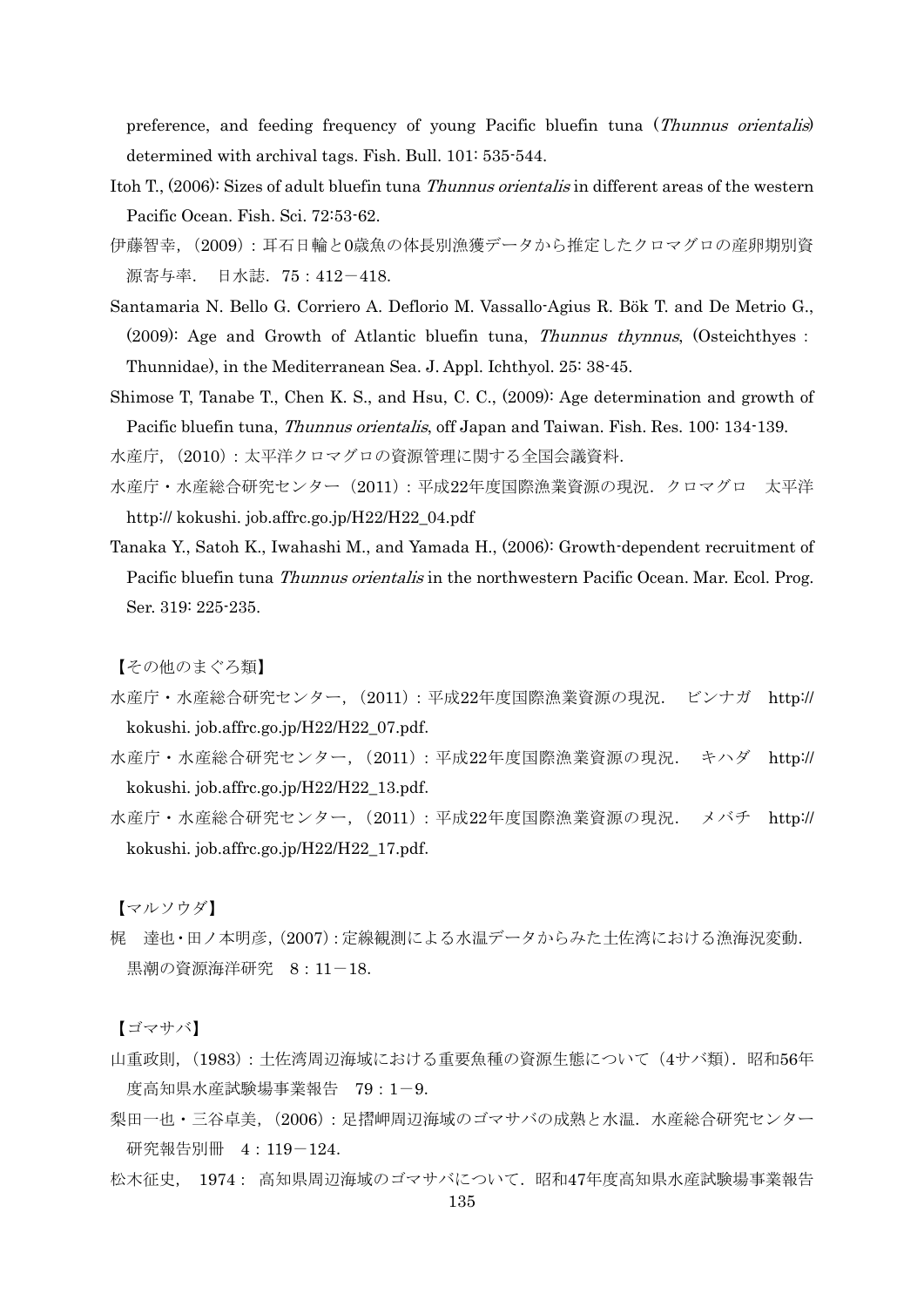preference, and feeding frequency of young Pacific bluefin tuna (*Thunnus orientalis*) determined with archival tags. Fish. Bull. 101: 535-544.

Itoh T., (2006): Sizes of adult bluefin tuna *Thunnus orientalis* in different areas of the western Pacific Ocean. Fish. Sci. 72:53-62.

伊藤智幸，(2009)：耳石日輪と0歳魚の体長別漁獲データから推定したクロマグロの産卵期別資源寄与率．　日水誌．75：412－418.

Santamaria N. Bello G. Corriero A. Deflorio M. Vassallo-Agius R. Bök T. and De Metrio G., (2009): Age and Growth of Atlantic bluefin tuna, *Thunnus thynnus*, (Osteichthyes : Thunnidae), in the Mediterranean Sea. J. Appl. Ichthyol. 25: 38-45.

Shimose T, Tanabe T., Chen K. S., and Hsu, C. C., (2009): Age determination and growth of Pacific bluefin tuna, *Thunnus orientalis*, off Japan and Taiwan. Fish. Res. 100: 134-139.

水産庁，(2010)：太平洋クロマグロの資源管理に関する全国会議資料.

水産庁・水産総合研究センター (2011)：平成22年度国際漁業資源の現況．クロマグロ　太平洋 http:// kokushi. job.affrc.go.jp/H22/H22_04.pdf

Tanaka Y., Satoh K., Iwahashi M., and Yamada H., (2006): Growth-dependent recruitment of Pacific bluefin tuna *Thunnus orientalis* in the northwestern Pacific Ocean. Mar. Ecol. Prog. Ser. 319: 225-235.

【その他のまぐろ類】

水産庁・水産総合研究センター，(2011)：平成22年度国際漁業資源の現況．　ビンナガ　http:// kokushi. job.affrc.go.jp/H22/H22_07.pdf.

水産庁・水産総合研究センター，(2011)：平成22年度国際漁業資源の現況．　キハダ　http:// kokushi. job.affrc.go.jp/H22/H22_13.pdf.

水産庁・水産総合研究センター，(2011)：平成22年度国際漁業資源の現況．　メバチ　http:// kokushi. job.affrc.go.jp/H22/H22_17.pdf.

【マルソウダ】

梶　達也・田ノ本明彦，(2007)：定線観測による水温データからみた土佐湾における漁海況変動．黒潮の資源海洋研究　8：11－18.

【ゴマサバ】

山重政則，(1983)：土佐湾周辺海域における重要魚種の資源生態について（4サバ類）．昭和56年度高知県水産試験場事業報告　79：1－9.

梨田一也・三谷卓美，(2006)：足摺岬周辺海域のゴマサバの成熟と水温．水産総合研究センター研究報告別冊　4：119－124.

松木征史，　1974：　高知県周辺海域のゴマサバについて．昭和47年度高知県水産試験場事業報告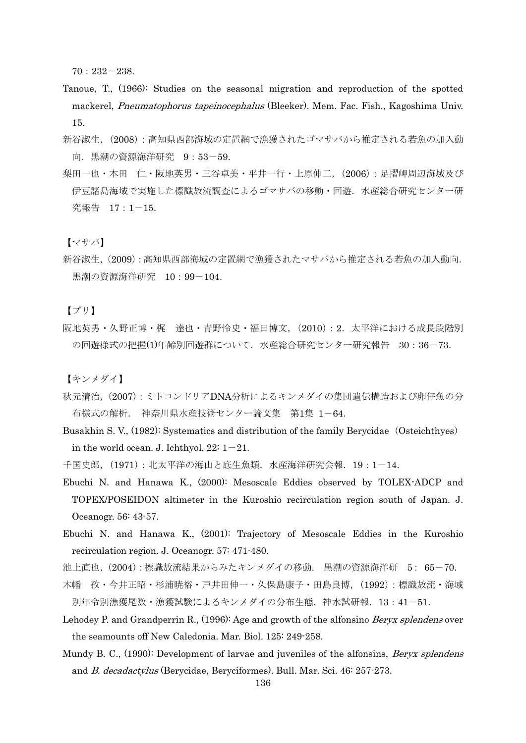70：232－238.

Tanoue, T., (1966): Studies on the seasonal migration and reproduction of the spotted mackerel, *Pneumatophorus tapeinocephalus* (Bleeker). Mem. Fac. Fish., Kagoshima Univ. 15.

新谷淑生，(2008)：高知県西部海域の定置網で漁獲されたゴマサバから推定される若魚の加入動向．黒潮の資源海洋研究　9：53－59.

梨田一也・本田　仁・阪地英男・三谷卓美・平井一行・上原伸二，(2006)：足摺岬周辺海域及び伊豆諸島海域で実施した標識放流調査によるゴマサバの移動・回遊．水産総合研究センター研究報告　17：1－15.

【マサバ】

新谷淑生，(2009)：高知県西部海域の定置網で漁獲されたマサバから推定される若魚の加入動向．黒潮の資源海洋研究　10：99－104.

【ブリ】

阪地英男・久野正博・梶　達也・青野怜史・福田博文，(2010)：2．太平洋における成長段階別の回遊様式の把握(1)年齢別回遊群について．水産総合研究センター研究報告　30：36－73.

【キンメダイ】

秋元清治，(2007)：ミトコンドリアDNA分析によるキンメダイの集団遺伝構造および卵仔魚の分布様式の解析．　神奈川県水産技術センター論文集　第1集 1－64.

Busakhin S. V., (1982): Systematics and distribution of the family Berycidae（Osteichthyes）in the world ocean. J. Ichthyol. 22: 1－21.

千国史郎，(1971)：北太平洋の海山と底生魚類．水産海洋研究会報．19：1－14.

Ebuchi N. and Hanawa K., (2000): Mesoscale Eddies observed by TOLEX-ADCP and TOPEX/POSEIDON altimeter in the Kuroshio recirculation region south of Japan. J. Oceanogr. 56: 43-57.

Ebuchi N. and Hanawa K., (2001): Trajectory of Mesoscale Eddies in the Kuroshio recirculation region. J. Oceanogr. 57: 471-480.

池上直也，(2004)：標識放流結果からみたキンメダイの移動．黒潮の資源海洋研　5：65－70.

木幡　孜・今井正昭・杉浦暁裕・戸井田伸一・久保島康子・田島良博，(1992)：標識放流・海域別年令別漁獲尾数・漁獲試験によるキンメダイの分布生態．神水試研報．13：41－51.

Lehodey P. and Grandperrin R., (1996): Age and growth of the alfonsino *Beryx splendens* over the seamounts off New Caledonia. Mar. Biol. 125: 249-258.

Mundy B. C., (1990): Development of larvae and juveniles of the alfonsins, *Beryx splendens* and *B. decadactylus* (Berycidae, Beryciformes). Bull. Mar. Sci. 46: 257-273.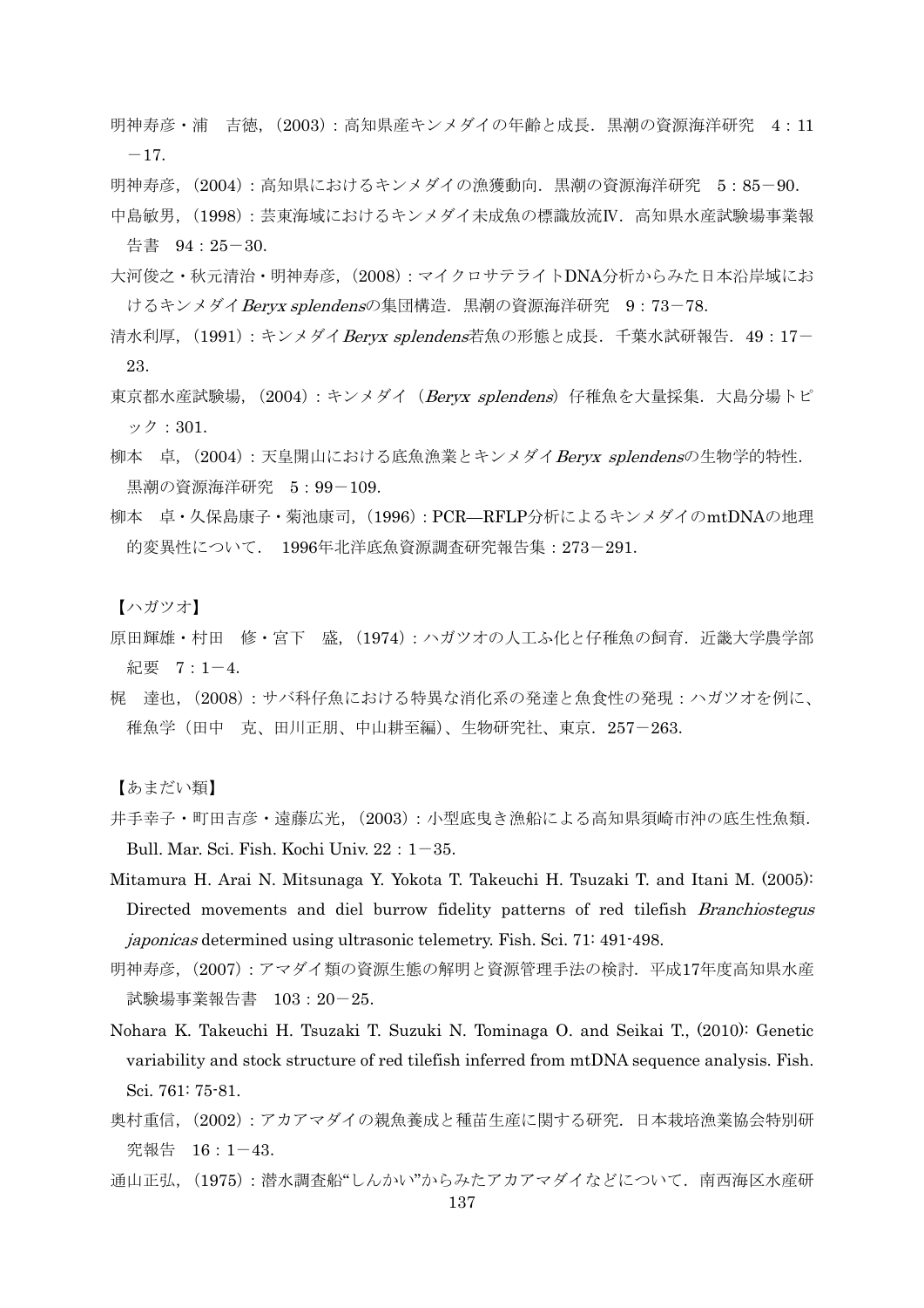明神寿彦・浦　吉徳,（2003）：高知県産キンメダイの年齢と成長．黒潮の資源海洋研究　4：11−17.

明神寿彦,（2004）：高知県におけるキンメダイの漁獲動向．黒潮の資源海洋研究　5：85−90.

中島敏男,（1998）：芸東海域におけるキンメダイ未成魚の標識放流Ⅳ．高知県水産試験場事業報告書　94：25−30.

大河俊之・秋元清治・明神寿彦,（2008）：マイクロサテライトDNA分析からみた日本沿岸域におけるキンメダイ*Beryx splendens*の集団構造．黒潮の資源海洋研究　9：73−78.

清水利厚,（1991）：キンメダイ*Beryx splendens*若魚の形態と成長．千葉水試研報告．49：17−23.

東京都水産試験場,（2004）：キンメダイ（*Beryx splendens*）仔稚魚を大量採集．大島分場トピック：301.

柳本　卓,（2004）：天皇開山における底魚漁業とキンメダイ*Beryx splendens*の生物学的特性．黒潮の資源海洋研究　5：99−109.

柳本　卓・久保島康子・菊池康司,（1996）：PCR—RFLP分析によるキンメダイのmtDNAの地理的変異性について．　1996年北洋底魚資源調査研究報告集：273−291.

【ハガツオ】

原田輝雄・村田　修・宮下　盛,（1974）：ハガツオの人工ふ化と仔稚魚の飼育．近畿大学農学部紀要　7：1−4.

梶　達也,（2008）：サバ科仔魚における特異な消化系の発達と魚食性の発現：ハガツオを例に、稚魚学（田中　克、田川正朋、中山耕至編）、生物研究社、東京．257−263.

【あまだい類】

井手幸子・町田吉彦・遠藤広光,（2003）：小型底曳き漁船による高知県須崎市沖の底生性魚類．Bull. Mar. Sci. Fish. Kochi Univ. 22：1−35.

Mitamura H. Arai N. Mitsunaga Y. Yokota T. Takeuchi H. Tsuzaki T. and Itani M. (2005): Directed movements and diel burrow fidelity patterns of red tilefish *Branchiostegus japonicas* determined using ultrasonic telemetry. Fish. Sci. 71: 491-498.

明神寿彦,（2007）：アマダイ類の資源生態の解明と資源管理手法の検討．平成17年度高知県水産試験場事業報告書　103：20−25.

Nohara K. Takeuchi H. Tsuzaki T. Suzuki N. Tominaga O. and Seikai T., (2010): Genetic variability and stock structure of red tilefish inferred from mtDNA sequence analysis. Fish. Sci. 761: 75-81.

奥村重信,（2002）：アカアマダイの親魚養成と種苗生産に関する研究．日本栽培漁業協会特別研究報告　16：1−43.

通山正弘,（1975）：潜水調査船“しんかい”からみたアカアマダイなどについて．南西海区水産研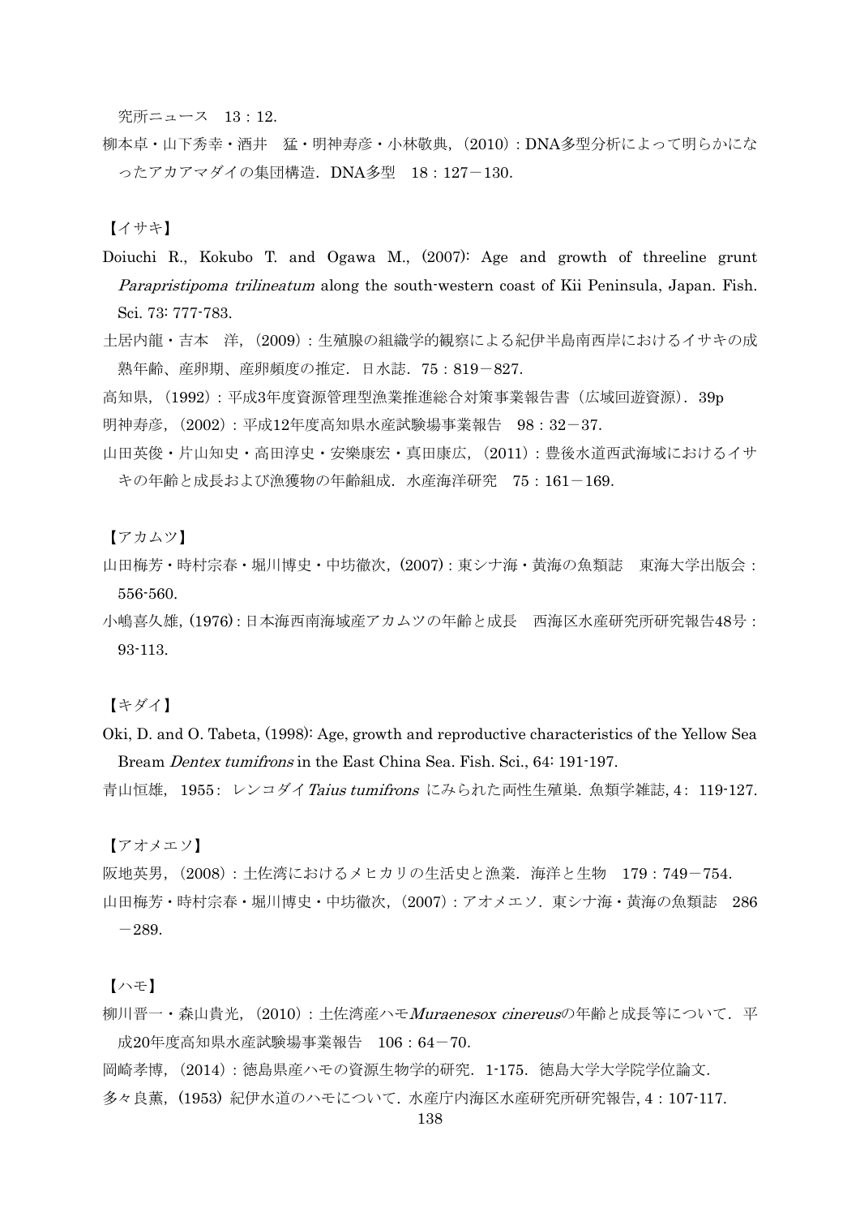究所ニュース　13：12.

柳本卓・山下秀幸・酒井　猛・明神寿彦・小林敬典，（2010）：DNA多型分析によって明らかになったアカアマダイの集団構造．DNA多型　18：127－130.

【イサキ】

Doiuchi R., Kokubo T. and Ogawa M., (2007): Age and growth of threeline grunt *Parapristipoma trilineatum* along the south-western coast of Kii Peninsula, Japan. Fish. Sci. 73: 777-783.

土居内龍・吉本　洋，（2009）：生殖腺の組織学的観察による紀伊半島南西岸におけるイサキの成熟年齢、産卵期、産卵頻度の推定．日水誌．75：819－827.

高知県，（1992）：平成3年度資源管理型漁業推進総合対策事業報告書（広域回遊資源）．39p

明神寿彦，（2002）：平成12年度高知県水産試験場事業報告　98：32－37.

山田英俊・片山知史・高田淳史・安樂康宏・真田康広，（2011）：豊後水道西武海域におけるイサキの年齢と成長および漁獲物の年齢組成．水産海洋研究　75：161－169.

【アカムツ】

山田梅芳・時村宗春・堀川博史・中坊徹次，(2007)：東シナ海・黄海の魚類誌　東海大学出版会：556-560.

小嶋喜久雄，(1976)：日本海西南海域産アカムツの年齢と成長　西海区水産研究所研究報告48号：93-113.

【キダイ】

Oki, D. and O. Tabeta, (1998): Age, growth and reproductive characteristics of the Yellow Sea Bream *Dentex tumifrons* in the East China Sea. Fish. Sci., 64: 191-197.

青山恒雄，1955：レンコダイ *Taius tumifrons* にみられた両性生殖巣．魚類学雑誌，4：119-127.

【アオメエソ】

阪地英男，（2008）：土佐湾におけるメヒカリの生活史と漁業．海洋と生物　179：749－754.

山田梅芳・時村宗春・堀川博史・中坊徹次，（2007）：アオメエソ．東シナ海・黄海の魚類誌　286－289.

【ハモ】

柳川晋一・森山貴光，（2010）：土佐湾産ハモ*Muraenesox cinereus*の年齢と成長等について．平成20年度高知県水産試験場事業報告　106：64－70.

岡崎孝博，（2014）：徳島県産ハモの資源生物学的研究．1-175．徳島大学大学院学位論文.

多々良薫，（1953）紀伊水道のハモについて．水産庁内海区水産研究所研究報告，4：107-117.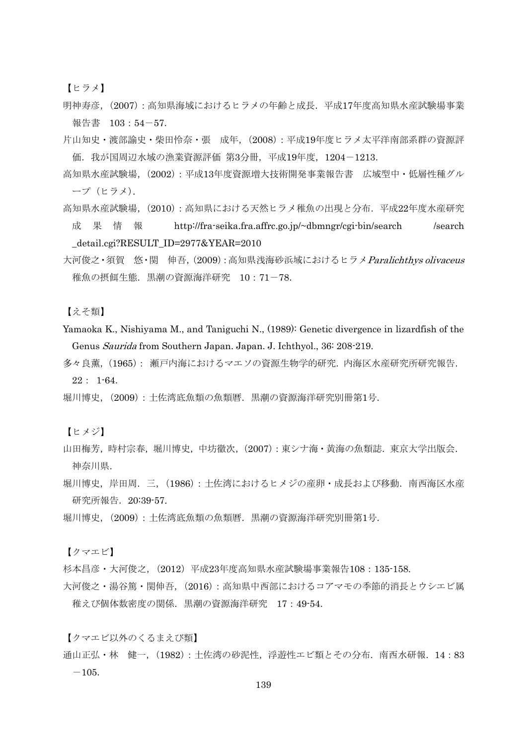【ヒラメ】

明神寿彦，（2007）：高知県海域におけるヒラメの年齢と成長．平成17年度高知県水産試験場事業報告書　103：54－57.

片山知史・渡部諭史・柴田怜奈・張　成年，（2008）：平成19年度ヒラメ太平洋南部系群の資源評価．我が国周辺水域の漁業資源評価 第3分冊，平成19年度，1204－1213.

高知県水産試験場，（2002）：平成13年度資源増大技術開発事業報告書　広域型中・低層性種グループ（ヒラメ）.

高知県水産試験場，（2010）：高知県における天然ヒラメ稚魚の出現と分布．平成22年度水産研究成果情報 http://fra-seika.fra.affrc.go.jp/~dbmngr/cgi-bin/search/search_detail.cgi?RESULT_ID=2977&YEAR=2010

大河俊之・須賀　悠・関　伸吾，（2009）：高知県浅海砂浜域におけるヒラメ*Paralichthys olivaceus*稚魚の摂餌生態．黒潮の資源海洋研究　10：71－78.

【えそ類】

Yamaoka K., Nishiyama M., and Taniguchi N., (1989): Genetic divergence in lizardfish of the Genus *Saurida* from Southern Japan. Japan. J. Ichthyol., 36: 208-219.

多々良薫，（1965）： 瀬戸内海におけるマエソの資源生物学的研究．内海区水産研究所研究報告．22： 1-64.

堀川博史，（2009）：土佐湾底魚類の魚類暦．黒潮の資源海洋研究別冊第1号.

【ヒメジ】

山田梅芳，時村宗春，堀川博史，中坊徹次，（2007）：東シナ海・黄海の魚類誌．東京大学出版会．神奈川県.

堀川博史，岸田周．三，（1986）：土佐湾におけるヒメジの産卵・成長および移動．南西海区水産研究所報告．20:39-57.

堀川博史，（2009）：土佐湾底魚類の魚類暦．黒潮の資源海洋研究別冊第1号.

【クマエビ】

杉本昌彦・大河俊之，（2012）平成23年度高知県水産試験場事業報告108：135-158.

大河俊之・湯谷篤・関伸吾，（2016）：高知県中西部におけるコアマモの季節的消長とウシエビ属稚えび個体数密度の関係．黒潮の資源海洋研究　17：49-54.

【クマエビ以外のくるまえび類】

通山正弘・林　健一，（1982）：土佐湾の砂泥性，浮遊性エビ類とその分布．南西水研報．14：83－105.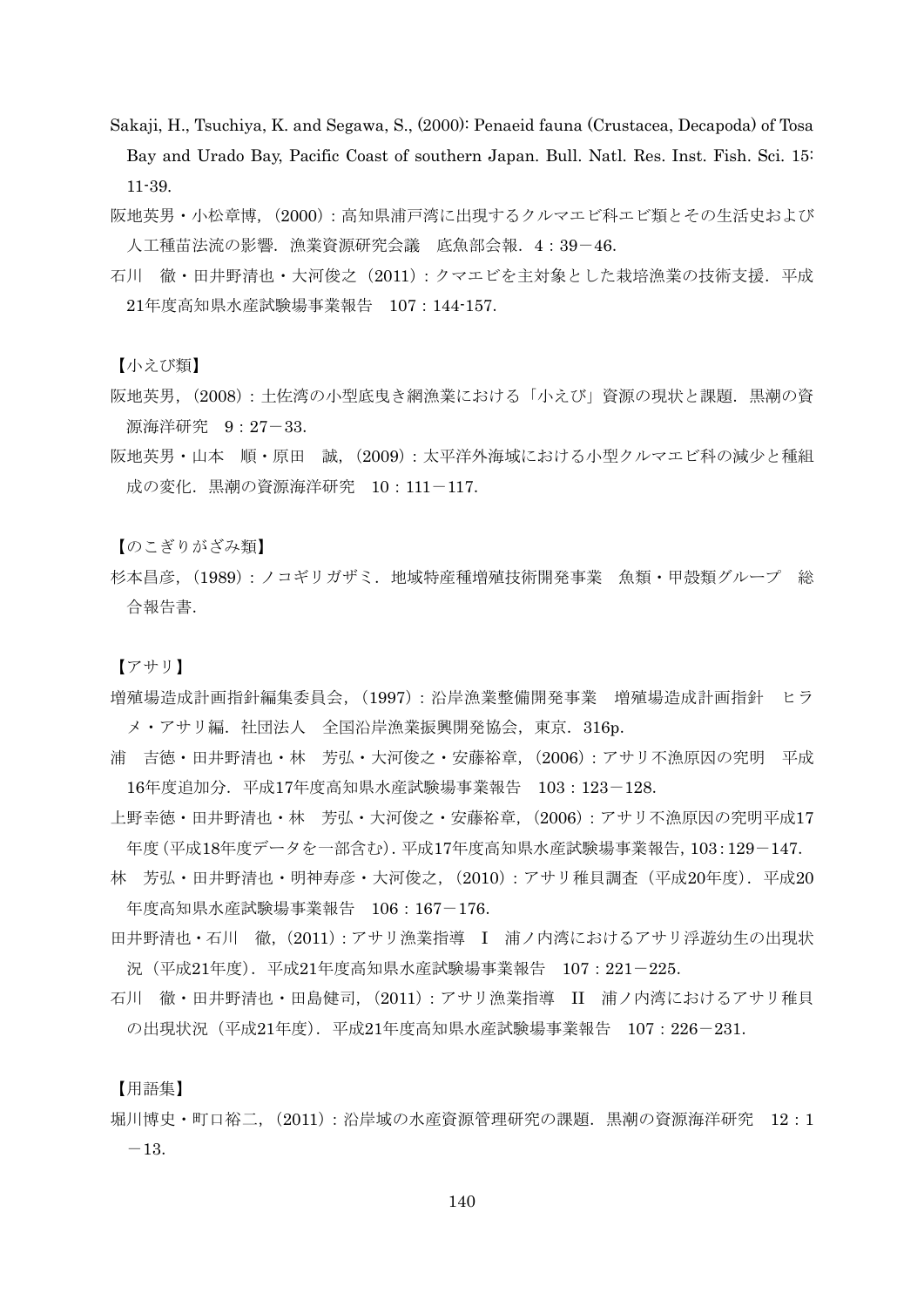Sakaji, H., Tsuchiya, K. and Segawa, S., (2000): Penaeid fauna (Crustacea, Decapoda) of Tosa Bay and Urado Bay, Pacific Coast of southern Japan. Bull. Natl. Res. Inst. Fish. Sci. 15: 11-39.

阪地英男・小松章博,（2000）：高知県浦戸湾に出現するクルマエビ科エビ類とその生活史および人工種苗法流の影響．漁業資源研究会議　底魚部会報．4：39－46.

石川　徹・田井野清也・大河俊之（2011）：クマエビを主対象とした栽培漁業の技術支援．平成21年度高知県水産試験場事業報告　107：144-157.

【小えび類】

阪地英男,（2008）：土佐湾の小型底曳き網漁業における「小えび」資源の現状と課題．黒潮の資源海洋研究　9：27－33.

阪地英男・山本　順・原田　誠,（2009）：太平洋外海域における小型クルマエビ科の減少と種組成の変化．黒潮の資源海洋研究　10：111－117.

【のこぎりがざみ類】

杉本昌彦,（1989）：ノコギリガザミ．地域特産種増殖技術開発事業　魚類・甲殻類グループ　総合報告書.

【アサリ】

増殖場造成計画指針編集委員会,（1997）：沿岸漁業整備開発事業　増殖場造成計画指針　ヒラメ・アサリ編．社団法人　全国沿岸漁業振興開発協会，東京．316p.

浦　吉徳・田井野清也・林　芳弘・大河俊之・安藤裕章,（2006）：アサリ不漁原因の究明　平成16年度追加分．平成17年度高知県水産試験場事業報告　103：123－128.

上野幸徳・田井野清也・林　芳弘・大河俊之・安藤裕章,（2006）：アサリ不漁原因の究明平成17年度（平成18年度データを一部含む）．平成17年度高知県水産試験場事業報告，103：129－147.

林　芳弘・田井野清也・明神寿彦・大河俊之,（2010）：アサリ稚貝調査（平成20年度）．平成20年度高知県水産試験場事業報告　106：167－176.

田井野清也・石川　徹,（2011）：アサリ漁業指導　I　浦ノ内湾におけるアサリ浮遊幼生の出現状況（平成21年度）．平成21年度高知県水産試験場事業報告　107：221－225.

石川　徹・田井野清也・田島健司,（2011）：アサリ漁業指導　II　浦ノ内湾におけるアサリ稚貝の出現状況（平成21年度）．平成21年度高知県水産試験場事業報告　107：226－231.

【用語集】

堀川博史・町口裕二,（2011）：沿岸域の水産資源管理研究の課題．黒潮の資源海洋研究　12：1－13.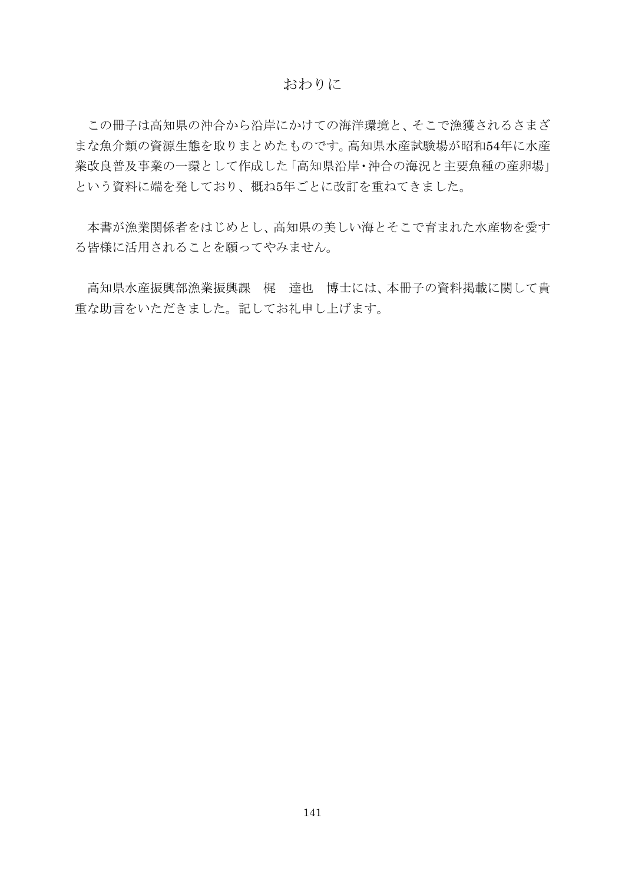# おわりに

この冊子は高知県の沖合から沿岸にかけての海洋環境と、そこで漁獲されるさまざまな魚介類の資源生態を取りまとめたものです。高知県水産試験場が昭和54年に水産業改良普及事業の一環として作成した「高知県沿岸・沖合の海況と主要魚種の産卵場」という資料に端を発しており、概ね5年ごとに改訂を重ねてきました。

本書が漁業関係者をはじめとし、高知県の美しい海とそこで育まれた水産物を愛する皆様に活用されることを願ってやみません。

高知県水産振興部漁業振興課　梶　達也　博士には、本冊子の資料掲載に関して貴重な助言をいただきました。記してお礼申し上げます。